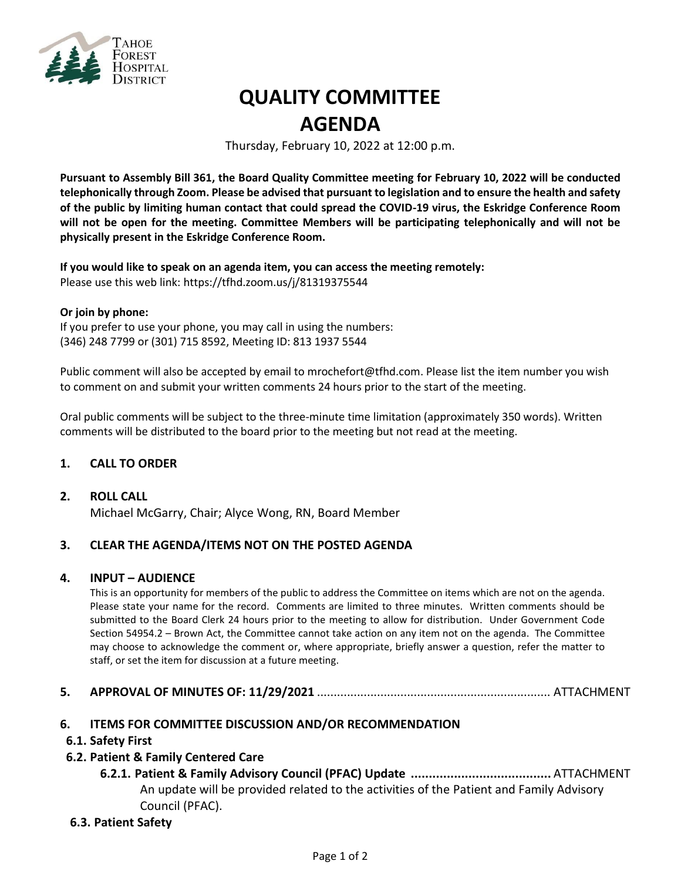Tahoe Forest Hospital District

# QUALITY COMMITTEE AGENDA

Thursday, February 10, 2022 at 12:00 p.m.

**Pursuant to Assembly Bill 361, the Board Quality Committee meeting for February 10, 2022 will be conducted telephonically through Zoom. Please be advised that pursuant to legislation and to ensure the health and safety of the public by limiting human contact that could spread the COVID-19 virus, the Eskridge Conference Room will not be open for the meeting. Committee Members will be participating telephonically and will not be physically present in the Eskridge Conference Room.**

**If you would like to speak on an agenda item, you can access the meeting remotely:**
Please use this web link: https://tfhd.zoom.us/j/81319375544

**Or join by phone:**
If you prefer to use your phone, you may call in using the numbers:
(346) 248 7799 or (301) 715 8592, Meeting ID: 813 1937 5544

Public comment will also be accepted by email to mrochefort@tfhd.com. Please list the item number you wish to comment on and submit your written comments 24 hours prior to the start of the meeting.

Oral public comments will be subject to the three-minute time limitation (approximately 350 words). Written comments will be distributed to the board prior to the meeting but not read at the meeting.

**1. CALL TO ORDER**

**2. ROLL CALL**
Michael McGarry, Chair; Alyce Wong, RN, Board Member

**3. CLEAR THE AGENDA/ITEMS NOT ON THE POSTED AGENDA**

**4. INPUT – AUDIENCE**
This is an opportunity for members of the public to address the Committee on items which are not on the agenda. Please state your name for the record. Comments are limited to three minutes. Written comments should be submitted to the Board Clerk 24 hours prior to the meeting to allow for distribution. Under Government Code Section 54954.2 – Brown Act, the Committee cannot take action on any item not on the agenda. The Committee may choose to acknowledge the comment or, where appropriate, briefly answer a question, refer the matter to staff, or set the item for discussion at a future meeting.

**5. APPROVAL OF MINUTES OF: 11/29/2021** ..................................................................... ATTACHMENT

**6. ITEMS FOR COMMITTEE DISCUSSION AND/OR RECOMMENDATION**

**6.1. Safety First**

**6.2. Patient & Family Centered Care**

**6.2.1. Patient & Family Advisory Council (PFAC) Update** ....................................... ATTACHMENT
An update will be provided related to the activities of the Patient and Family Advisory Council (PFAC).

**6.3. Patient Safety**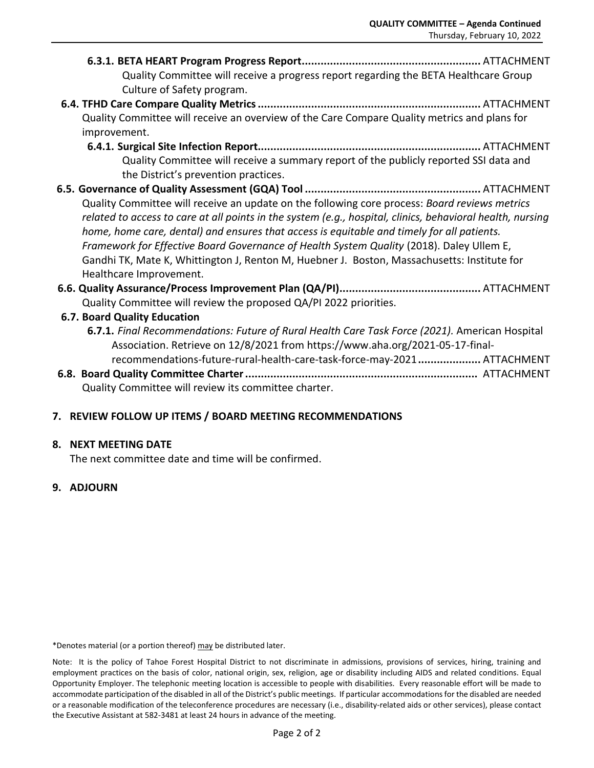**6.3.1. BETA HEART Program Progress Report**......................................................... ATTACHMENT

Quality Committee will receive a progress report regarding the BETA Healthcare Group Culture of Safety program.

**6.4. TFHD Care Compare Quality Metrics**...................................................................... ATTACHMENT

Quality Committee will receive an overview of the Care Compare Quality metrics and plans for improvement.

**6.4.1. Surgical Site Infection Report**...................................................................... ATTACHMENT

Quality Committee will receive a summary report of the publicly reported SSI data and the District's prevention practices.

**6.5. Governance of Quality Assessment (GQA) Tool**........................................................ ATTACHMENT

Quality Committee will receive an update on the following core process: *Board reviews metrics related to access to care at all points in the system (e.g., hospital, clinics, behavioral health, nursing home, home care, dental) and ensures that access is equitable and timely for all patients. Framework for Effective Board Governance of Health System Quality* (2018). Daley Ullem E, Gandhi TK, Mate K, Whittington J, Renton M, Huebner J. Boston, Massachusetts: Institute for Healthcare Improvement.

**6.6. Quality Assurance/Process Improvement Plan (QA/PI)**............................................. ATTACHMENT

Quality Committee will review the proposed QA/PI 2022 priorities.

**6.7. Board Quality Education**

**6.7.1.** *Final Recommendations: Future of Rural Health Care Task Force (2021).* American Hospital Association. Retrieve on 12/8/2021 from https://www.aha.org/2021-05-17-final-recommendations-future-rural-health-care-task-force-may-2021.................... ATTACHMENT

**6.8. Board Quality Committee Charter**......................................................................... ATTACHMENT

Quality Committee will review its committee charter.

## 7. REVIEW FOLLOW UP ITEMS / BOARD MEETING RECOMMENDATIONS

## 8. NEXT MEETING DATE

The next committee date and time will be confirmed.

## 9. ADJOURN

*Denotes material (or a portion thereof) may be distributed later.

Note: It is the policy of Tahoe Forest Hospital District to not discriminate in admissions, provisions of services, hiring, training and employment practices on the basis of color, national origin, sex, religion, age or disability including AIDS and related conditions. Equal Opportunity Employer. The telephonic meeting location is accessible to people with disabilities. Every reasonable effort will be made to accommodate participation of the disabled in all of the District's public meetings. If particular accommodations for the disabled are needed or a reasonable modification of the teleconference procedures are necessary (i.e., disability-related aids or other services), please contact the Executive Assistant at 582-3481 at least 24 hours in advance of the meeting.